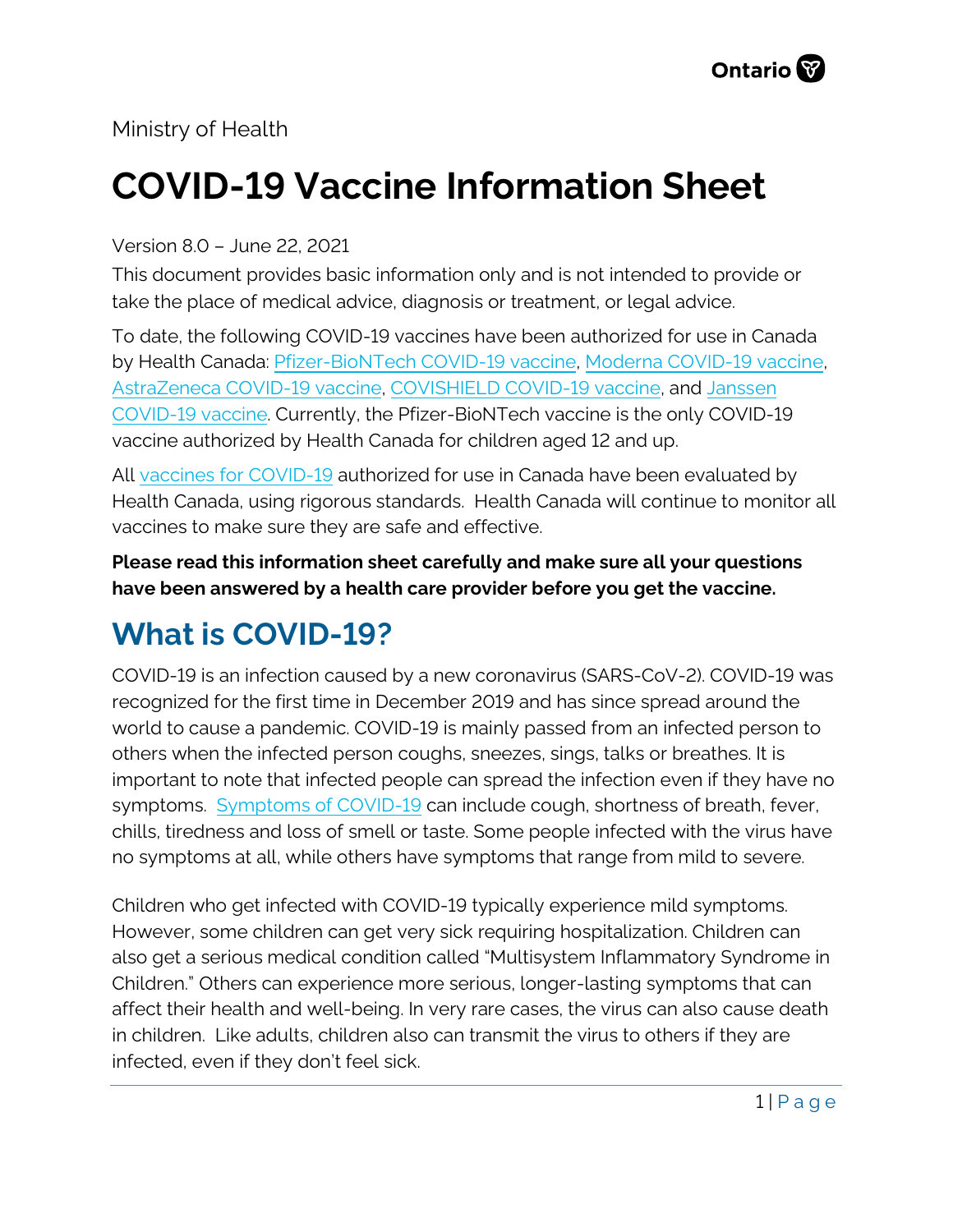Ministry of Health

# COVID-19 Vaccine Information Sheet

Version 8.0 – June 22, 2021

This document provides basic information only and is not intended to provide or take the place of medical advice, diagnosis or treatment, or legal advice.

To date, the following COVID-19 vaccines have been authorized for use in Canada by Health Canada: Pfizer-BioNTech COVID-19 vaccine, Moderna COVID-19 vaccine, AstraZeneca COVID-19 vaccine, COVISHIELD COVID-19 vaccine, and Janssen COVID-19 vaccine. Currently, the Pfizer-BioNTech vaccine is the only COVID-19 vaccine authorized by Health Canada for children aged 12 and up.

All vaccines for COVID-19 authorized for use in Canada have been evaluated by Health Canada, using rigorous standards. Health Canada will continue to monitor all vaccines to make sure they are safe and effective.

**Please read this information sheet carefully and make sure all your questions have been answered by a health care provider before you get the vaccine.**

## What is COVID-19?

COVID-19 is an infection caused by a new coronavirus (SARS-CoV-2). COVID-19 was recognized for the first time in December 2019 and has since spread around the world to cause a pandemic. COVID-19 is mainly passed from an infected person to others when the infected person coughs, sneezes, sings, talks or breathes. It is important to note that infected people can spread the infection even if they have no symptoms. Symptoms of COVID-19 can include cough, shortness of breath, fever, chills, tiredness and loss of smell or taste. Some people infected with the virus have no symptoms at all, while others have symptoms that range from mild to severe.

Children who get infected with COVID-19 typically experience mild symptoms. However, some children can get very sick requiring hospitalization. Children can also get a serious medical condition called "Multisystem Inflammatory Syndrome in Children." Others can experience more serious, longer-lasting symptoms that can affect their health and well-being. In very rare cases, the virus can also cause death in children. Like adults, children also can transmit the virus to others if they are infected, even if they don't feel sick.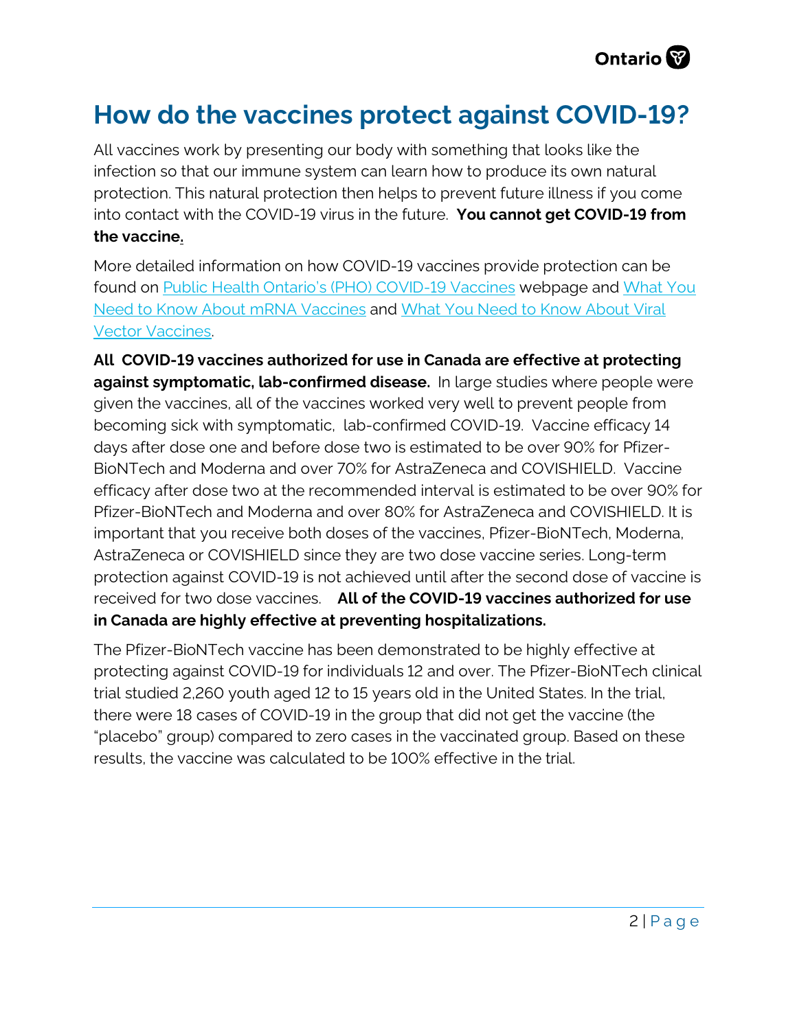# How do the vaccines protect against COVID-19?

All vaccines work by presenting our body with something that looks like the infection so that our immune system can learn how to produce its own natural protection. This natural protection then helps to prevent future illness if you come into contact with the COVID-19 virus in the future. **You cannot get COVID-19 from the vaccine.**

More detailed information on how COVID-19 vaccines provide protection can be found on Public Health Ontario's (PHO) COVID-19 Vaccines webpage and What You Need to Know About mRNA Vaccines and What You Need to Know About Viral Vector Vaccines.

**All COVID-19 vaccines authorized for use in Canada are effective at protecting against symptomatic, lab-confirmed disease.** In large studies where people were given the vaccines, all of the vaccines worked very well to prevent people from becoming sick with symptomatic, lab-confirmed COVID-19. Vaccine efficacy 14 days after dose one and before dose two is estimated to be over 90% for Pfizer-BioNTech and Moderna and over 70% for AstraZeneca and COVISHIELD. Vaccine efficacy after dose two at the recommended interval is estimated to be over 90% for Pfizer-BioNTech and Moderna and over 80% for AstraZeneca and COVISHIELD. It is important that you receive both doses of the vaccines, Pfizer-BioNTech, Moderna, AstraZeneca or COVISHIELD since they are two dose vaccine series. Long-term protection against COVID-19 is not achieved until after the second dose of vaccine is received for two dose vaccines. **All of the COVID-19 vaccines authorized for use in Canada are highly effective at preventing hospitalizations.**

The Pfizer-BioNTech vaccine has been demonstrated to be highly effective at protecting against COVID-19 for individuals 12 and over. The Pfizer-BioNTech clinical trial studied 2,260 youth aged 12 to 15 years old in the United States. In the trial, there were 18 cases of COVID-19 in the group that did not get the vaccine (the "placebo" group) compared to zero cases in the vaccinated group. Based on these results, the vaccine was calculated to be 100% effective in the trial.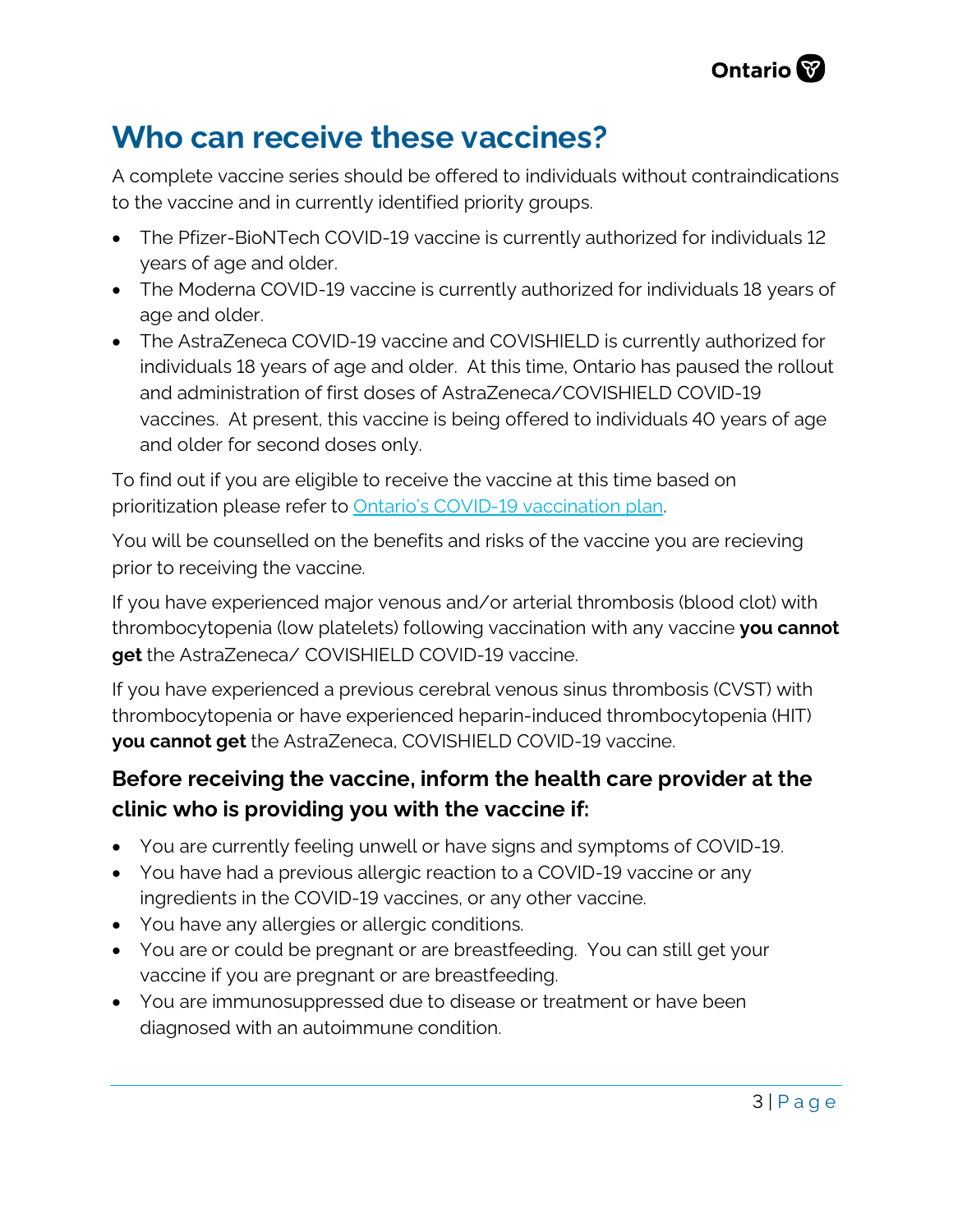## Who can receive these vaccines?

A complete vaccine series should be offered to individuals without contraindications to the vaccine and in currently identified priority groups.

- The Pfizer-BioNTech COVID-19 vaccine is currently authorized for individuals 12 years of age and older.
- The Moderna COVID-19 vaccine is currently authorized for individuals 18 years of age and older.
- The AstraZeneca COVID-19 vaccine and COVISHIELD is currently authorized for individuals 18 years of age and older. At this time, Ontario has paused the rollout and administration of first doses of AstraZeneca/COVISHIELD COVID-19 vaccines. At present, this vaccine is being offered to individuals 40 years of age and older for second doses only.

To find out if you are eligible to receive the vaccine at this time based on prioritization please refer to Ontario's COVID-19 vaccination plan.

You will be counselled on the benefits and risks of the vaccine you are recieving prior to receiving the vaccine.

If you have experienced major venous and/or arterial thrombosis (blood clot) with thrombocytopenia (low platelets) following vaccination with any vaccine **you cannot get** the AstraZeneca/ COVISHIELD COVID-19 vaccine.

If you have experienced a previous cerebral venous sinus thrombosis (CVST) with thrombocytopenia or have experienced heparin-induced thrombocytopenia (HIT) **you cannot get** the AstraZeneca, COVISHIELD COVID-19 vaccine.

### Before receiving the vaccine, inform the health care provider at the clinic who is providing you with the vaccine if:

- You are currently feeling unwell or have signs and symptoms of COVID-19.
- You have had a previous allergic reaction to a COVID-19 vaccine or any ingredients in the COVID-19 vaccines, or any other vaccine.
- You have any allergies or allergic conditions.
- You are or could be pregnant or are breastfeeding. You can still get your vaccine if you are pregnant or are breastfeeding.
- You are immunosuppressed due to disease or treatment or have been diagnosed with an autoimmune condition.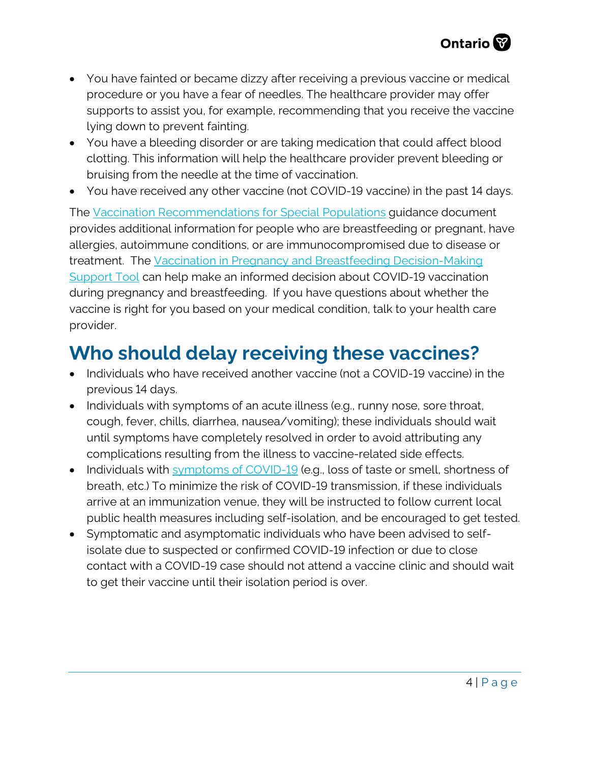- You have fainted or became dizzy after receiving a previous vaccine or medical procedure or you have a fear of needles. The healthcare provider may offer supports to assist you, for example, recommending that you receive the vaccine lying down to prevent fainting.
- You have a bleeding disorder or are taking medication that could affect blood clotting. This information will help the healthcare provider prevent bleeding or bruising from the needle at the time of vaccination.
- You have received any other vaccine (not COVID-19 vaccine) in the past 14 days.

The Vaccination Recommendations for Special Populations guidance document provides additional information for people who are breastfeeding or pregnant, have allergies, autoimmune conditions, or are immunocompromised due to disease or treatment. The Vaccination in Pregnancy and Breastfeeding Decision-Making Support Tool can help make an informed decision about COVID-19 vaccination during pregnancy and breastfeeding. If you have questions about whether the vaccine is right for you based on your medical condition, talk to your health care provider.

## Who should delay receiving these vaccines?

- Individuals who have received another vaccine (not a COVID-19 vaccine) in the previous 14 days.
- Individuals with symptoms of an acute illness (e.g., runny nose, sore throat, cough, fever, chills, diarrhea, nausea/vomiting); these individuals should wait until symptoms have completely resolved in order to avoid attributing any complications resulting from the illness to vaccine-related side effects.
- Individuals with symptoms of COVID-19 (e.g., loss of taste or smell, shortness of breath, etc.) To minimize the risk of COVID-19 transmission, if these individuals arrive at an immunization venue, they will be instructed to follow current local public health measures including self-isolation, and be encouraged to get tested.
- Symptomatic and asymptomatic individuals who have been advised to self-isolate due to suspected or confirmed COVID-19 infection or due to close contact with a COVID-19 case should not attend a vaccine clinic and should wait to get their vaccine until their isolation period is over.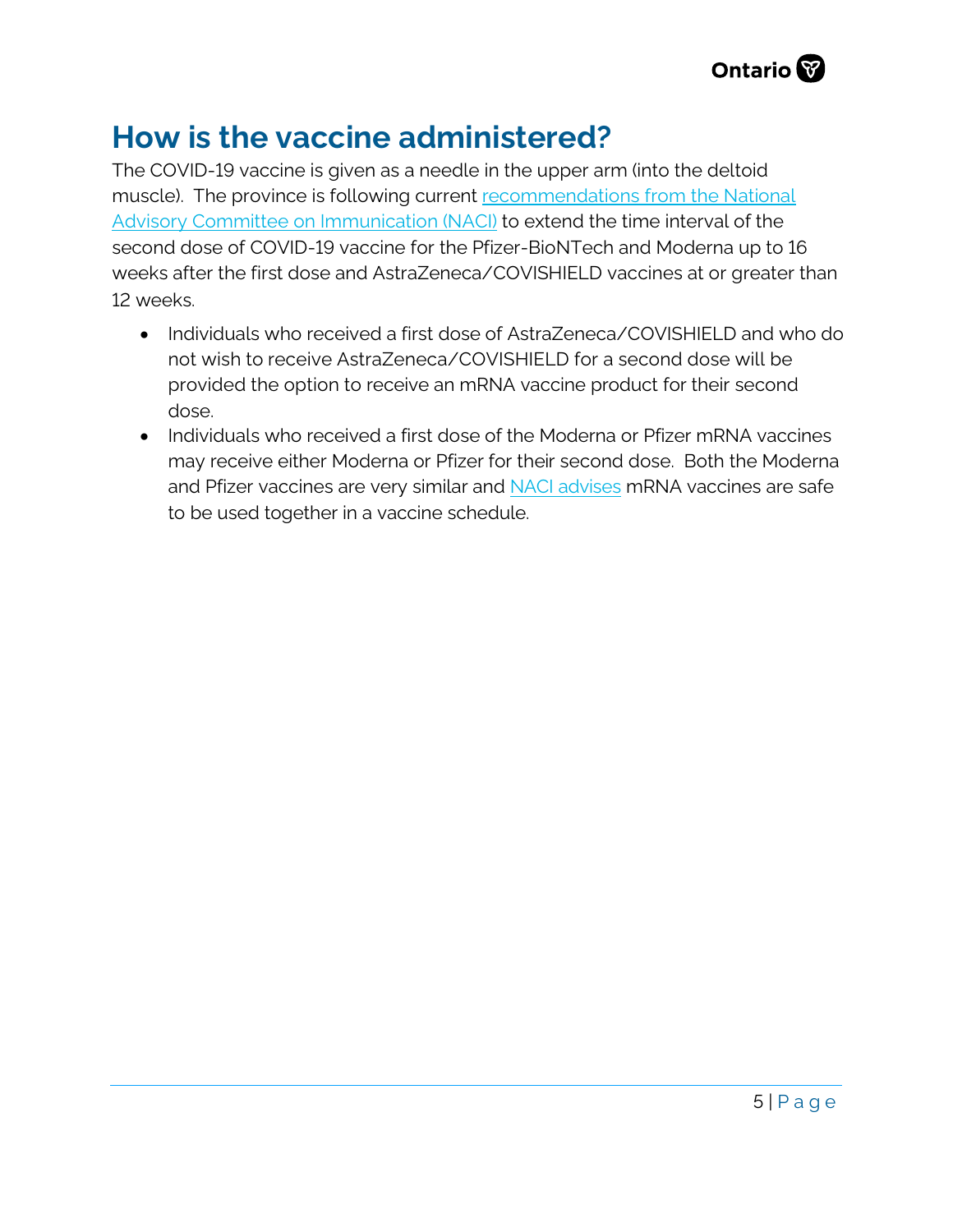## How is the vaccine administered?

The COVID-19 vaccine is given as a needle in the upper arm (into the deltoid muscle). The province is following current recommendations from the National Advisory Committee on Immunication (NACI) to extend the time interval of the second dose of COVID-19 vaccine for the Pfizer-BioNTech and Moderna up to 16 weeks after the first dose and AstraZeneca/COVISHIELD vaccines at or greater than 12 weeks.

- Individuals who received a first dose of AstraZeneca/COVISHIELD and who do not wish to receive AstraZeneca/COVISHIELD for a second dose will be provided the option to receive an mRNA vaccine product for their second dose.
- Individuals who received a first dose of the Moderna or Pfizer mRNA vaccines may receive either Moderna or Pfizer for their second dose. Both the Moderna and Pfizer vaccines are very similar and NACI advises mRNA vaccines are safe to be used together in a vaccine schedule.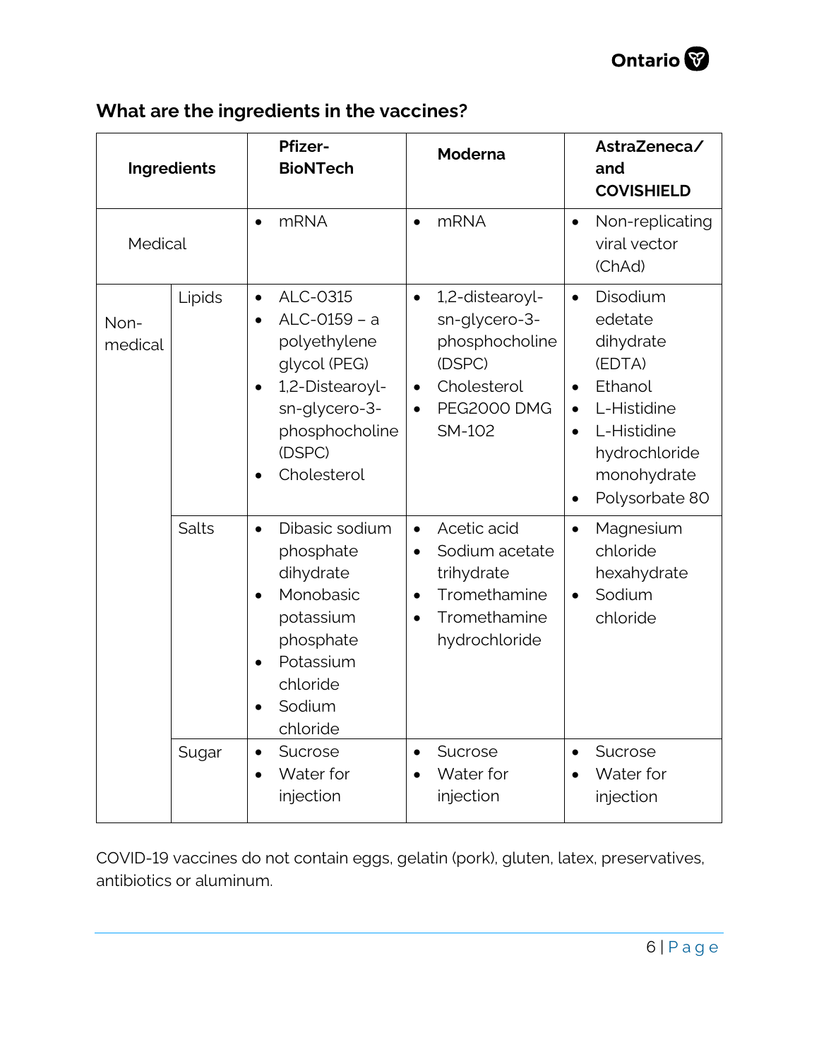## What are the ingredients in the vaccines?

| Ingredients | | Pfizer-BioNTech | Moderna | AstraZeneca/ and COVISHIELD |
|---|---|---|---|---|
| Medical | | • mRNA | • mRNA | • Non-replicating viral vector (ChAd) |
| Non-medical | Lipids | • ALC-0315<br>• ALC-0159 – a polyethylene glycol (PEG)<br>• 1,2-Distearoyl-sn-glycero-3-phosphocholine (DSPC)<br>• Cholesterol | • 1,2-distearoyl-sn-glycero-3-phosphocholine (DSPC)<br>• Cholesterol<br>• PEG2000 DMG SM-102 | • Disodium edetate dihydrate (EDTA)<br>• Ethanol<br>• L-Histidine<br>• L-Histidine hydrochloride monohydrate<br>• Polysorbate 80 |
| | Salts | • Dibasic sodium phosphate dihydrate<br>• Monobasic potassium phosphate<br>• Potassium chloride<br>• Sodium chloride | • Acetic acid<br>• Sodium acetate trihydrate<br>• Tromethamine<br>• Tromethamine hydrochloride | • Magnesium chloride hexahydrate<br>• Sodium chloride |
| | Sugar | • Sucrose<br>• Water for injection | • Sucrose<br>• Water for injection | • Sucrose<br>• Water for injection |

COVID-19 vaccines do not contain eggs, gelatin (pork), gluten, latex, preservatives, antibiotics or aluminum.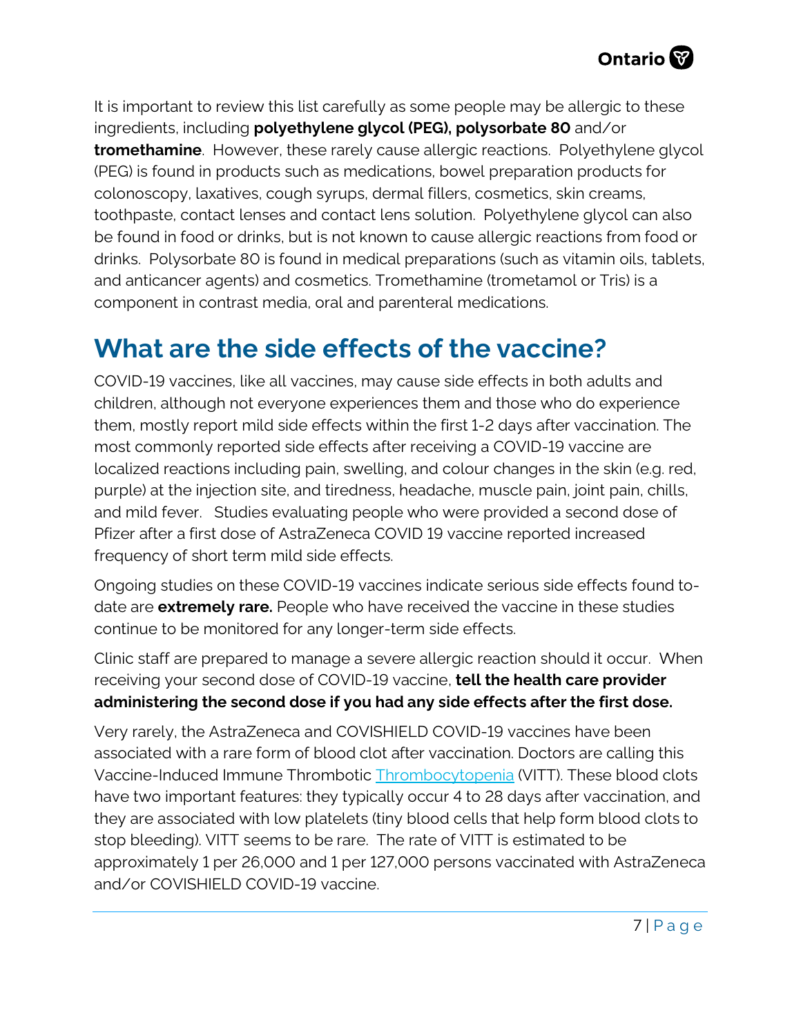It is important to review this list carefully as some people may be allergic to these ingredients, including **polyethylene glycol (PEG), polysorbate 80** and/or **tromethamine**. However, these rarely cause allergic reactions. Polyethylene glycol (PEG) is found in products such as medications, bowel preparation products for colonoscopy, laxatives, cough syrups, dermal fillers, cosmetics, skin creams, toothpaste, contact lenses and contact lens solution. Polyethylene glycol can also be found in food or drinks, but is not known to cause allergic reactions from food or drinks. Polysorbate 80 is found in medical preparations (such as vitamin oils, tablets, and anticancer agents) and cosmetics. Tromethamine (trometamol or Tris) is a component in contrast media, oral and parenteral medications.

# What are the side effects of the vaccine?

COVID-19 vaccines, like all vaccines, may cause side effects in both adults and children, although not everyone experiences them and those who do experience them, mostly report mild side effects within the first 1-2 days after vaccination. The most commonly reported side effects after receiving a COVID-19 vaccine are localized reactions including pain, swelling, and colour changes in the skin (e.g. red, purple) at the injection site, and tiredness, headache, muscle pain, joint pain, chills, and mild fever. Studies evaluating people who were provided a second dose of Pfizer after a first dose of AstraZeneca COVID 19 vaccine reported increased frequency of short term mild side effects.

Ongoing studies on these COVID-19 vaccines indicate serious side effects found to-date are **extremely rare.** People who have received the vaccine in these studies continue to be monitored for any longer-term side effects.

Clinic staff are prepared to manage a severe allergic reaction should it occur. When receiving your second dose of COVID-19 vaccine, **tell the health care provider administering the second dose if you had any side effects after the first dose.**

Very rarely, the AstraZeneca and COVISHIELD COVID-19 vaccines have been associated with a rare form of blood clot after vaccination. Doctors are calling this Vaccine-Induced Immune Thrombotic Thrombocytopenia (VITT). These blood clots have two important features: they typically occur 4 to 28 days after vaccination, and they are associated with low platelets (tiny blood cells that help form blood clots to stop bleeding). VITT seems to be rare. The rate of VITT is estimated to be approximately 1 per 26,000 and 1 per 127,000 persons vaccinated with AstraZeneca and/or COVISHIELD COVID-19 vaccine.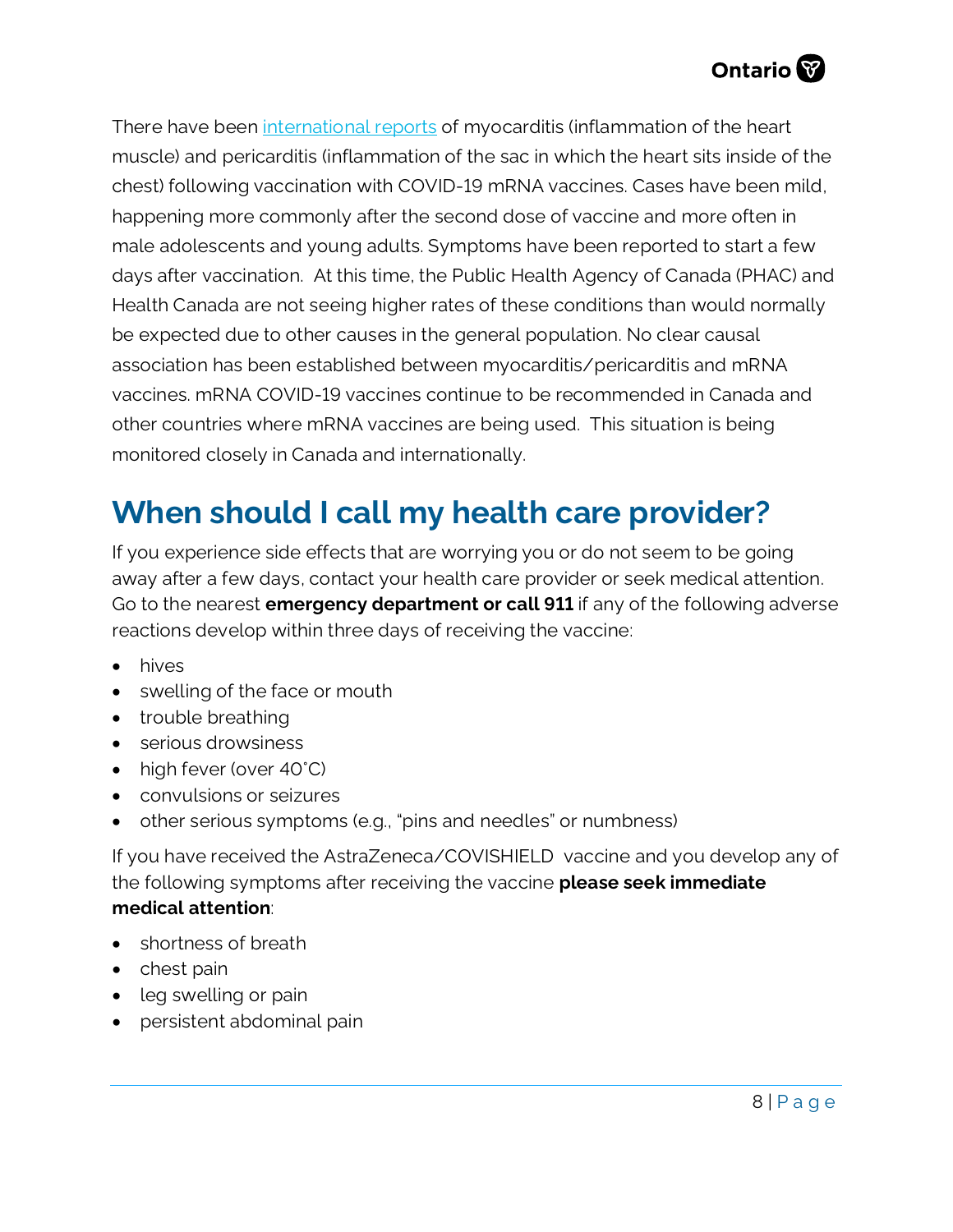There have been [international reports](international reports) of myocarditis (inflammation of the heart muscle) and pericarditis (inflammation of the sac in which the heart sits inside of the chest) following vaccination with COVID-19 mRNA vaccines. Cases have been mild, happening more commonly after the second dose of vaccine and more often in male adolescents and young adults. Symptoms have been reported to start a few days after vaccination. At this time, the Public Health Agency of Canada (PHAC) and Health Canada are not seeing higher rates of these conditions than would normally be expected due to other causes in the general population. No clear causal association has been established between myocarditis/pericarditis and mRNA vaccines. mRNA COVID-19 vaccines continue to be recommended in Canada and other countries where mRNA vaccines are being used. This situation is being monitored closely in Canada and internationally.

## When should I call my health care provider?

If you experience side effects that are worrying you or do not seem to be going away after a few days, contact your health care provider or seek medical attention. Go to the nearest **emergency department or call 911** if any of the following adverse reactions develop within three days of receiving the vaccine:

- hives
- swelling of the face or mouth
- trouble breathing
- serious drowsiness
- high fever (over 40˚C)
- convulsions or seizures
- other serious symptoms (e.g., "pins and needles" or numbness)

If you have received the AstraZeneca/COVISHIELD vaccine and you develop any of the following symptoms after receiving the vaccine **please seek immediate medical attention**:

- shortness of breath
- chest pain
- leg swelling or pain
- persistent abdominal pain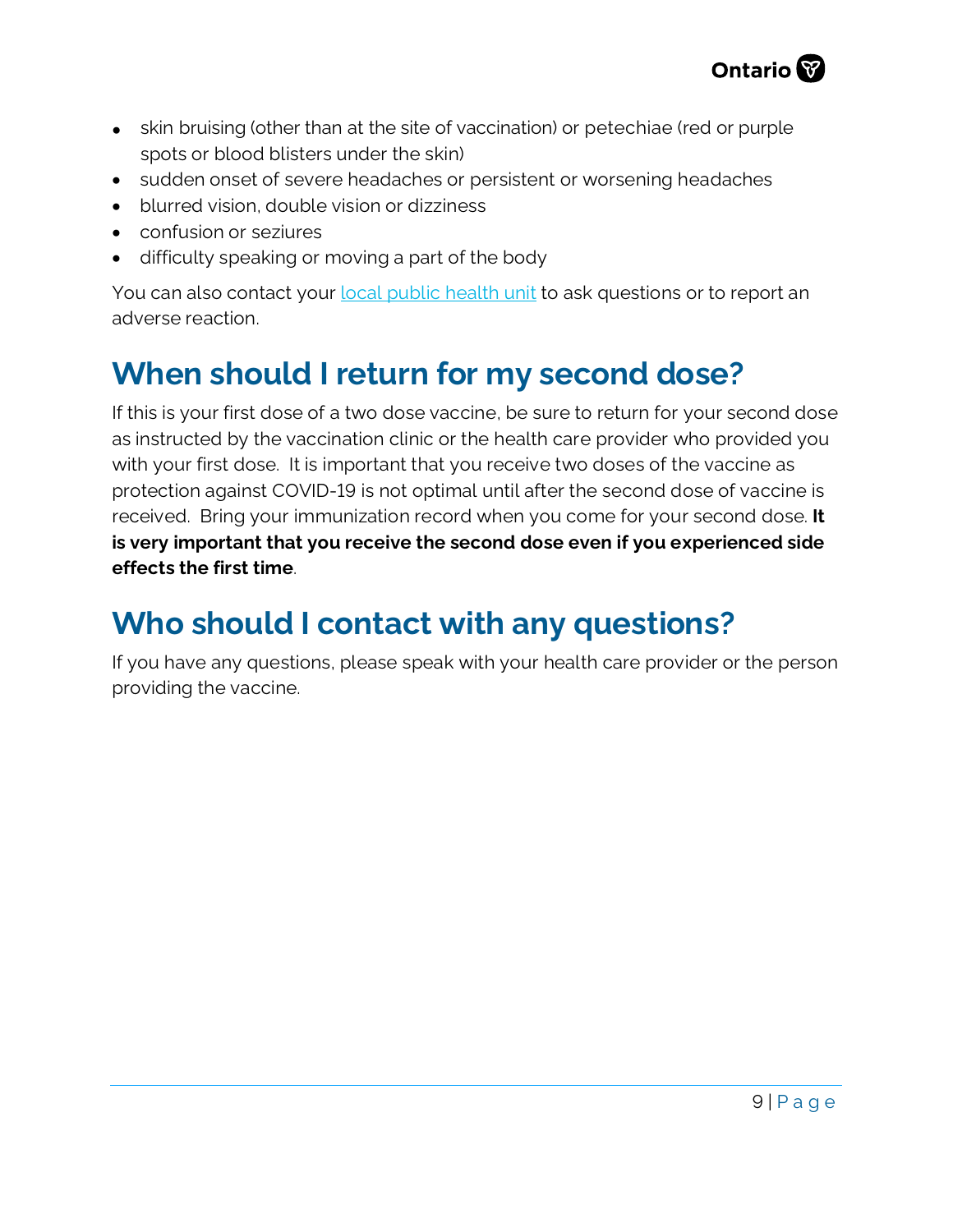- skin bruising (other than at the site of vaccination) or petechiae (red or purple spots or blood blisters under the skin)
- sudden onset of severe headaches or persistent or worsening headaches
- blurred vision, double vision or dizziness
- confusion or seziures
- difficulty speaking or moving a part of the body

You can also contact your local public health unit to ask questions or to report an adverse reaction.

## When should I return for my second dose?

If this is your first dose of a two dose vaccine, be sure to return for your second dose as instructed by the vaccination clinic or the health care provider who provided you with your first dose. It is important that you receive two doses of the vaccine as protection against COVID-19 is not optimal until after the second dose of vaccine is received. Bring your immunization record when you come for your second dose. **It is very important that you receive the second dose even if you experienced side effects the first time**.

## Who should I contact with any questions?

If you have any questions, please speak with your health care provider or the person providing the vaccine.